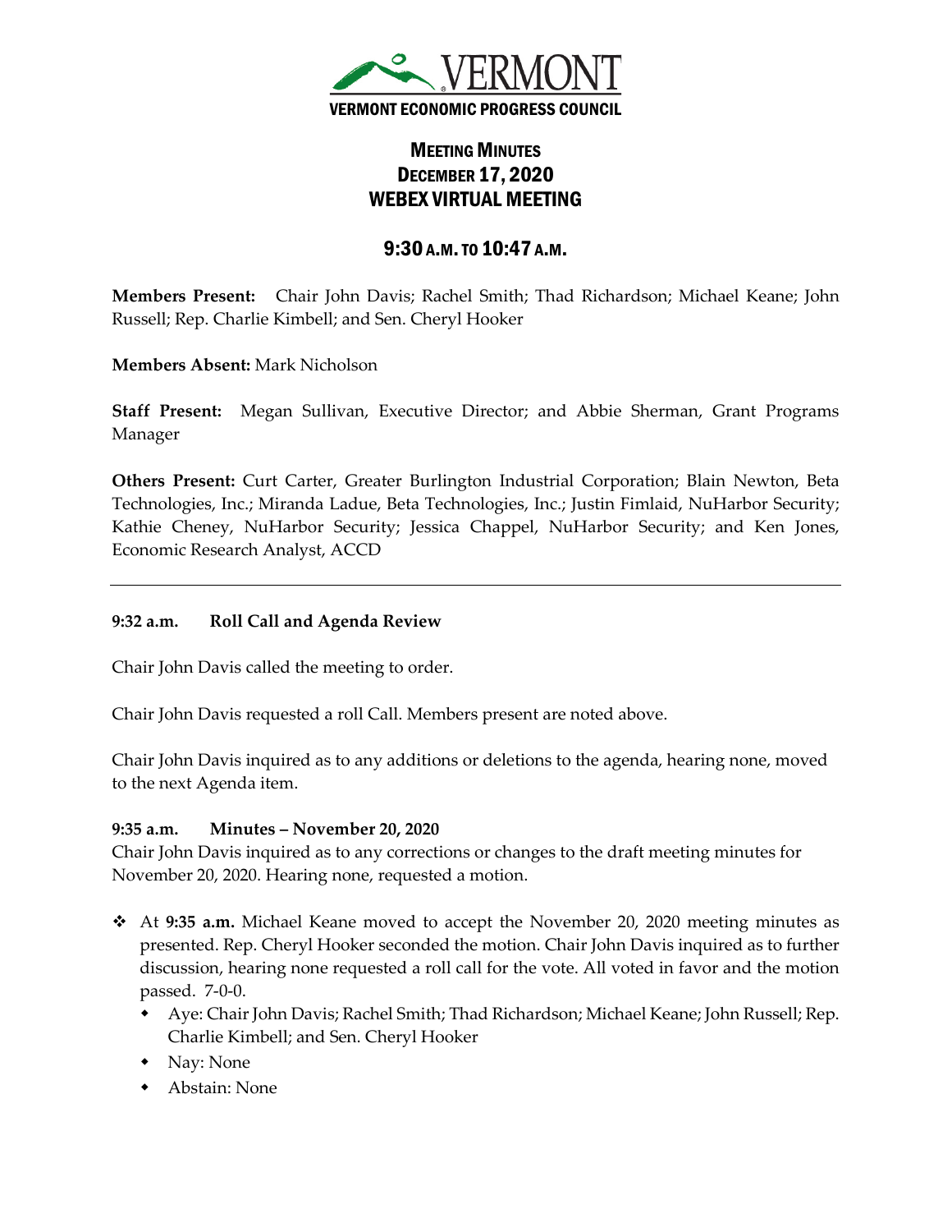VERMONT

VERMONT ECONOMIC PROGRESS COUNCIL

# MEETING MINUTES
# DECEMBER 17, 2020
# WEBEX VIRTUAL MEETING

## 9:30 A.M. TO 10:47 A.M.

**Members Present:** Chair John Davis; Rachel Smith; Thad Richardson; Michael Keane; John Russell; Rep. Charlie Kimbell; and Sen. Cheryl Hooker

**Members Absent:** Mark Nicholson

**Staff Present:** Megan Sullivan, Executive Director; and Abbie Sherman, Grant Programs Manager

**Others Present:** Curt Carter, Greater Burlington Industrial Corporation; Blain Newton, Beta Technologies, Inc.; Miranda Ladue, Beta Technologies, Inc.; Justin Fimlaid, NuHarbor Security; Kathie Cheney, NuHarbor Security; Jessica Chappel, NuHarbor Security; and Ken Jones, Economic Research Analyst, ACCD

---

**9:32 a.m. Roll Call and Agenda Review**

Chair John Davis called the meeting to order.

Chair John Davis requested a roll Call. Members present are noted above.

Chair John Davis inquired as to any additions or deletions to the agenda, hearing none, moved to the next Agenda item.

**9:35 a.m. Minutes – November 20, 2020**

Chair John Davis inquired as to any corrections or changes to the draft meeting minutes for November 20, 2020. Hearing none, requested a motion.

- At **9:35 a.m.** Michael Keane moved to accept the November 20, 2020 meeting minutes as presented. Rep. Cheryl Hooker seconded the motion. Chair John Davis inquired as to further discussion, hearing none requested a roll call for the vote. All voted in favor and the motion passed. 7-0-0.
  - Aye: Chair John Davis; Rachel Smith; Thad Richardson; Michael Keane; John Russell; Rep. Charlie Kimbell; and Sen. Cheryl Hooker
  - Nay: None
  - Abstain: None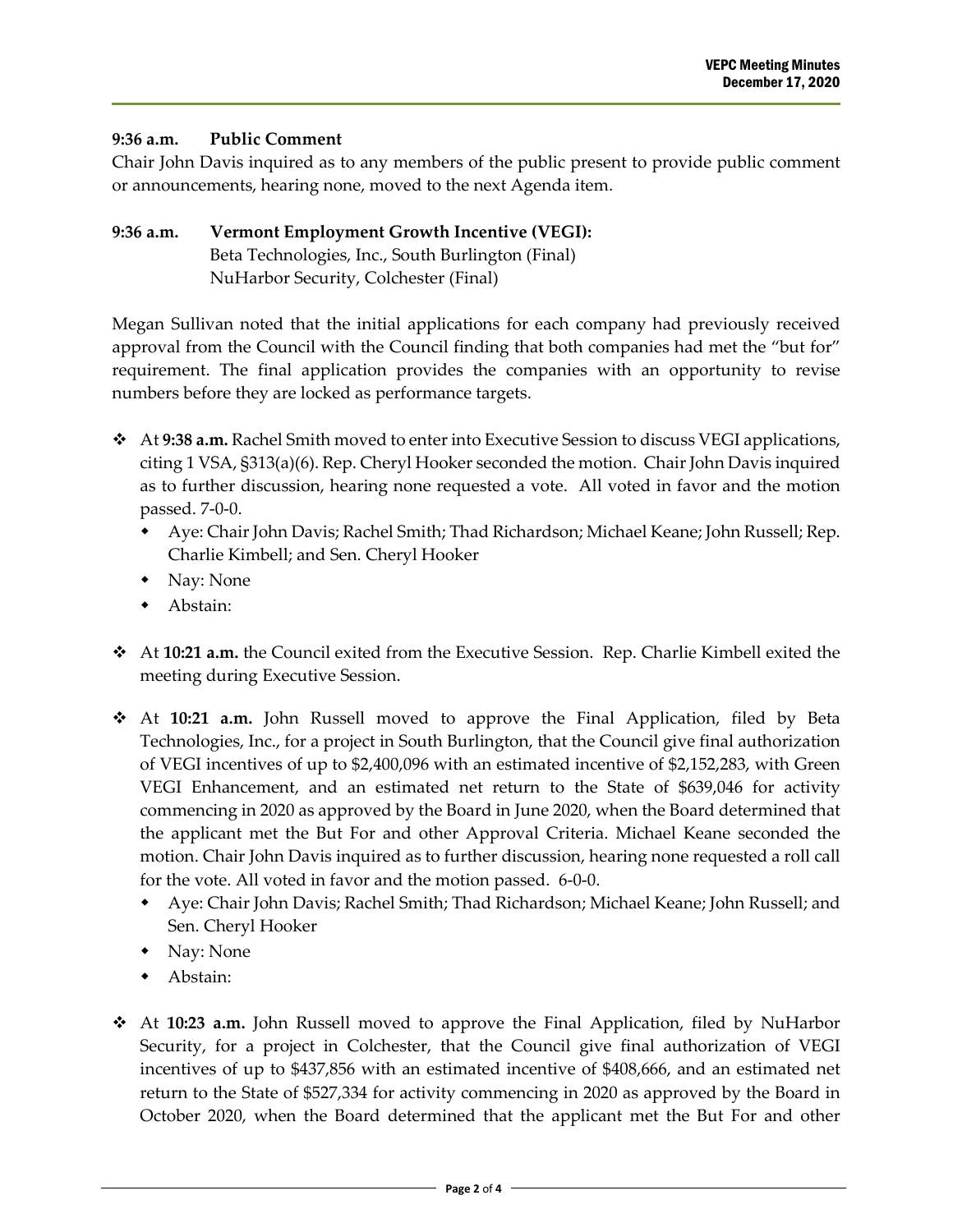**9:36 a.m. Public Comment**

Chair John Davis inquired as to any members of the public present to provide public comment or announcements, hearing none, moved to the next Agenda item.

**9:36 a.m. Vermont Employment Growth Incentive (VEGI):**
Beta Technologies, Inc., South Burlington (Final)
NuHarbor Security, Colchester (Final)

Megan Sullivan noted that the initial applications for each company had previously received approval from the Council with the Council finding that both companies had met the "but for" requirement. The final application provides the companies with an opportunity to revise numbers before they are locked as performance targets.

- At **9:38 a.m.** Rachel Smith moved to enter into Executive Session to discuss VEGI applications, citing 1 VSA, §313(a)(6). Rep. Cheryl Hooker seconded the motion. Chair John Davis inquired as to further discussion, hearing none requested a vote. All voted in favor and the motion passed. 7-0-0.
  - Aye: Chair John Davis; Rachel Smith; Thad Richardson; Michael Keane; John Russell; Rep. Charlie Kimbell; and Sen. Cheryl Hooker
  - Nay: None
  - Abstain:
- At **10:21 a.m.** the Council exited from the Executive Session. Rep. Charlie Kimbell exited the meeting during Executive Session.
- At **10:21 a.m.** John Russell moved to approve the Final Application, filed by Beta Technologies, Inc., for a project in South Burlington, that the Council give final authorization of VEGI incentives of up to $2,400,096 with an estimated incentive of $2,152,283, with Green VEGI Enhancement, and an estimated net return to the State of $639,046 for activity commencing in 2020 as approved by the Board in June 2020, when the Board determined that the applicant met the But For and other Approval Criteria. Michael Keane seconded the motion. Chair John Davis inquired as to further discussion, hearing none requested a roll call for the vote. All voted in favor and the motion passed. 6-0-0.
  - Aye: Chair John Davis; Rachel Smith; Thad Richardson; Michael Keane; John Russell; and Sen. Cheryl Hooker
  - Nay: None
  - Abstain:
- At **10:23 a.m.** John Russell moved to approve the Final Application, filed by NuHarbor Security, for a project in Colchester, that the Council give final authorization of VEGI incentives of up to $437,856 with an estimated incentive of $408,666, and an estimated net return to the State of $527,334 for activity commencing in 2020 as approved by the Board in October 2020, when the Board determined that the applicant met the But For and other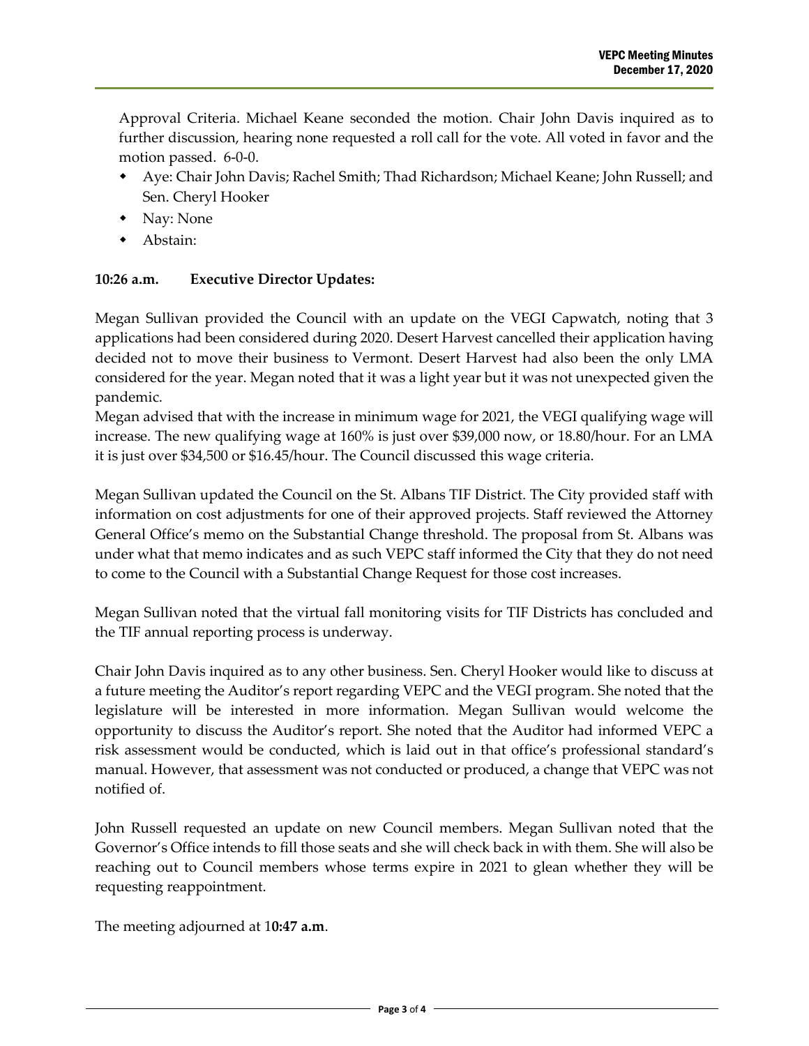Approval Criteria. Michael Keane seconded the motion. Chair John Davis inquired as to further discussion, hearing none requested a roll call for the vote. All voted in favor and the motion passed. 6-0-0.

- Aye: Chair John Davis; Rachel Smith; Thad Richardson; Michael Keane; John Russell; and Sen. Cheryl Hooker
- Nay: None
- Abstain:

**10:26 a.m. Executive Director Updates:**

Megan Sullivan provided the Council with an update on the VEGI Capwatch, noting that 3 applications had been considered during 2020. Desert Harvest cancelled their application having decided not to move their business to Vermont. Desert Harvest had also been the only LMA considered for the year. Megan noted that it was a light year but it was not unexpected given the pandemic.

Megan advised that with the increase in minimum wage for 2021, the VEGI qualifying wage will increase. The new qualifying wage at 160% is just over $39,000 now, or 18.80/hour. For an LMA it is just over $34,500 or $16.45/hour. The Council discussed this wage criteria.

Megan Sullivan updated the Council on the St. Albans TIF District. The City provided staff with information on cost adjustments for one of their approved projects. Staff reviewed the Attorney General Office's memo on the Substantial Change threshold. The proposal from St. Albans was under what that memo indicates and as such VEPC staff informed the City that they do not need to come to the Council with a Substantial Change Request for those cost increases.

Megan Sullivan noted that the virtual fall monitoring visits for TIF Districts has concluded and the TIF annual reporting process is underway.

Chair John Davis inquired as to any other business. Sen. Cheryl Hooker would like to discuss at a future meeting the Auditor's report regarding VEPC and the VEGI program. She noted that the legislature will be interested in more information. Megan Sullivan would welcome the opportunity to discuss the Auditor's report. She noted that the Auditor had informed VEPC a risk assessment would be conducted, which is laid out in that office's professional standard's manual. However, that assessment was not conducted or produced, a change that VEPC was not notified of.

John Russell requested an update on new Council members. Megan Sullivan noted that the Governor's Office intends to fill those seats and she will check back in with them. She will also be reaching out to Council members whose terms expire in 2021 to glean whether they will be requesting reappointment.

The meeting adjourned at 1**0:47 a.m**.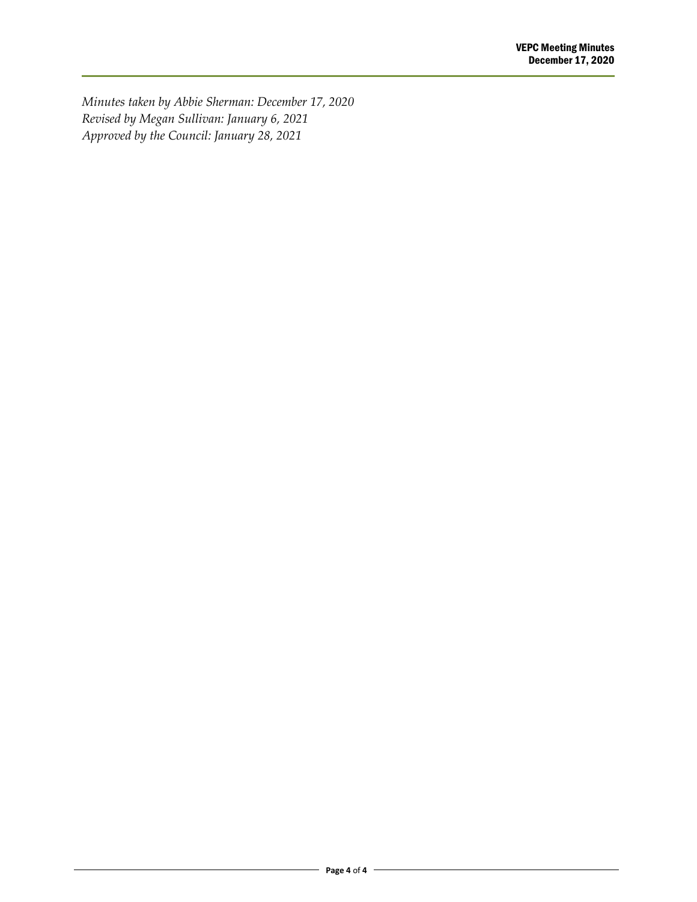*Minutes taken by Abbie Sherman: December 17, 2020*
*Revised by Megan Sullivan: January 6, 2021*
*Approved by the Council: January 28, 2021*